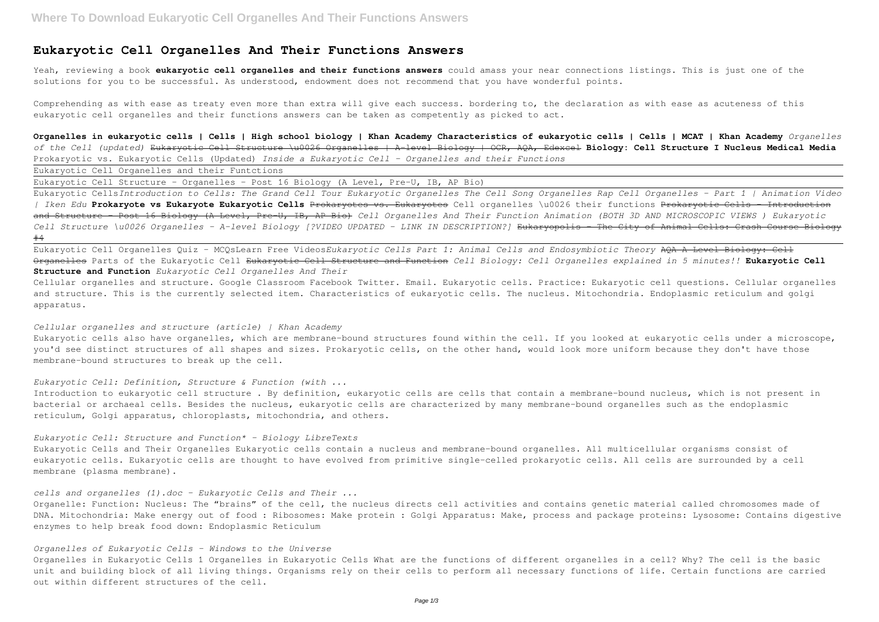# Eukaryotic Cell Organelles And Their Functions Answers

Yeah, reviewing a book **eukaryotic cell organelles and their functions answers** could amass your near connections listings. This is just one of the solutions for you to be successful. As understood, endowment does not recommend that you have wonderful points.

Comprehending as with ease as treaty even more than extra will give each success. bordering to, the declaration as with ease as acuteness of this eukaryotic cell organelles and their functions answers can be taken as competently as picked to act.

**Organelles in eukaryotic cells | Cells | High school biology | Khan Academy Characteristics of eukaryotic cells | Cells | MCAT | Khan Academy** *Organelles of the Cell (updated)* ~~Eukaryotic Cell Structure \u0026 Organelles | A-level Biology | OCR, AQA, Edexcel~~ **Biology: Cell Structure I Nucleus Medical Media** Prokaryotic vs. Eukaryotic Cells (Updated) *Inside a Eukaryotic Cell - Organelles and their Functions*

Eukaryotic Cell Organelles and their Funtctions

Eukaryotic Cell Structure - Organelles - Post 16 Biology (A Level, Pre-U, IB, AP Bio)

Eukaryotic Cells*Introduction to Cells: The Grand Cell Tour Eukaryotic Organelles The Cell Song Organelles Rap Cell Organelles - Part 1 | Animation Video | Iken Edu* **Prokaryote vs Eukaryote Eukaryotic Cells** ~~Prokaryotes vs. Eukaryotes~~ Cell organelles \u0026 their functions ~~Prokaryotic Cells - Introduction and Structure - Post 16 Biology (A Level, Pre-U, IB, AP Bio)~~ *Cell Organelles And Their Function Animation (BOTH 3D AND MICROSCOPIC VIEWS ) Eukaryotic Cell Structure \u0026 Organelles - A-level Biology [?VIDEO UPDATED - LINK IN DESCRIPTION?]* ~~Eukaryopolis - The City of Animal Cells: Crash Course Biology #4~~

Eukaryotic Cell Organelles Quiz - MCQsLearn Free Videos*Eukaryotic Cells Part 1: Animal Cells and Endosymbiotic Theory* ~~AQA A Level Biology: Cell Organelles~~ Parts of the Eukaryotic Cell ~~Eukaryotic Cell Structure and Function~~ *Cell Biology: Cell Organelles explained in 5 minutes!!* **Eukaryotic Cell Structure and Function** *Eukaryotic Cell Organelles And Their*

Cellular organelles and structure. Google Classroom Facebook Twitter. Email. Eukaryotic cells. Practice: Eukaryotic cell questions. Cellular organelles and structure. This is the currently selected item. Characteristics of eukaryotic cells. The nucleus. Mitochondria. Endoplasmic reticulum and golgi apparatus.

*Cellular organelles and structure (article) | Khan Academy*

Eukaryotic cells also have organelles, which are membrane-bound structures found within the cell. If you looked at eukaryotic cells under a microscope, you'd see distinct structures of all shapes and sizes. Prokaryotic cells, on the other hand, would look more uniform because they don't have those membrane-bound structures to break up the cell.

*Eukaryotic Cell: Definition, Structure & Function (with ...*

Introduction to eukaryotic cell structure . By definition, eukaryotic cells are cells that contain a membrane-bound nucleus, which is not present in bacterial or archaeal cells. Besides the nucleus, eukaryotic cells are characterized by many membrane-bound organelles such as the endoplasmic reticulum, Golgi apparatus, chloroplasts, mitochondria, and others.

*Eukaryotic Cell: Structure and Function\* - Biology LibreTexts*

Eukaryotic Cells and Their Organelles Eukaryotic cells contain a nucleus and membrane-bound organelles. All multicellular organisms consist of eukaryotic cells. Eukaryotic cells are thought to have evolved from primitive single-celled prokaryotic cells. All cells are surrounded by a cell membrane (plasma membrane).

*cells and organelles (1).doc - Eukaryotic Cells and Their ...*

Organelle: Function: Nucleus: The "brains" of the cell, the nucleus directs cell activities and contains genetic material called chromosomes made of DNA. Mitochondria: Make energy out of food : Ribosomes: Make protein : Golgi Apparatus: Make, process and package proteins: Lysosome: Contains digestive enzymes to help break food down: Endoplasmic Reticulum

*Organelles of Eukaryotic Cells - Windows to the Universe*

Organelles in Eukaryotic Cells 1 Organelles in Eukaryotic Cells What are the functions of different organelles in a cell? Why? The cell is the basic unit and building block of all living things. Organisms rely on their cells to perform all necessary functions of life. Certain functions are carried out within different structures of the cell.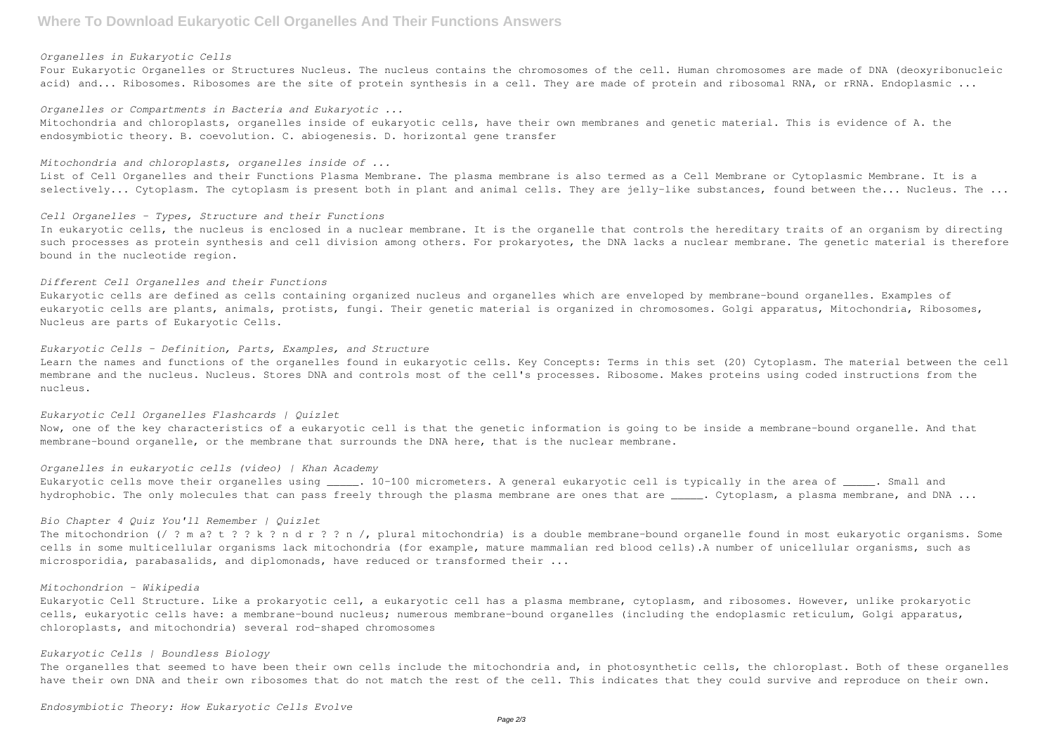*Organelles in Eukaryotic Cells*

Four Eukaryotic Organelles or Structures Nucleus. The nucleus contains the chromosomes of the cell. Human chromosomes are made of DNA (deoxyribonucleic acid) and... Ribosomes. Ribosomes are the site of protein synthesis in a cell. They are made of protein and ribosomal RNA, or rRNA. Endoplasmic ...

*Organelles or Compartments in Bacteria and Eukaryotic ...*

Mitochondria and chloroplasts, organelles inside of eukaryotic cells, have their own membranes and genetic material. This is evidence of A. the endosymbiotic theory. B. coevolution. C. abiogenesis. D. horizontal gene transfer

*Mitochondria and chloroplasts, organelles inside of ...*

List of Cell Organelles and their Functions Plasma Membrane. The plasma membrane is also termed as a Cell Membrane or Cytoplasmic Membrane. It is a selectively... Cytoplasm. The cytoplasm is present both in plant and animal cells. They are jelly-like substances, found between the... Nucleus. The ...

*Cell Organelles - Types, Structure and their Functions*

In eukaryotic cells, the nucleus is enclosed in a nuclear membrane. It is the organelle that controls the hereditary traits of an organism by directing such processes as protein synthesis and cell division among others. For prokaryotes, the DNA lacks a nuclear membrane. The genetic material is therefore bound in the nucleotide region.

*Different Cell Organelles and their Functions*

Eukaryotic cells are defined as cells containing organized nucleus and organelles which are enveloped by membrane-bound organelles. Examples of eukaryotic cells are plants, animals, protists, fungi. Their genetic material is organized in chromosomes. Golgi apparatus, Mitochondria, Ribosomes, Nucleus are parts of Eukaryotic Cells.

*Eukaryotic Cells - Definition, Parts, Examples, and Structure*

Learn the names and functions of the organelles found in eukaryotic cells. Key Concepts: Terms in this set (20) Cytoplasm. The material between the cell membrane and the nucleus. Nucleus. Stores DNA and controls most of the cell's processes. Ribosome. Makes proteins using coded instructions from the nucleus.

*Eukaryotic Cell Organelles Flashcards | Quizlet*

Now, one of the key characteristics of a eukaryotic cell is that the genetic information is going to be inside a membrane-bound organelle. And that membrane-bound organelle, or the membrane that surrounds the DNA here, that is the nuclear membrane.

*Organelles in eukaryotic cells (video) | Khan Academy*

Eukaryotic cells move their organelles using _____. 10-100 micrometers. A general eukaryotic cell is typically in the area of _____. Small and hydrophobic. The only molecules that can pass freely through the plasma membrane are ones that are _____. Cytoplasm, a plasma membrane, and DNA ...

*Bio Chapter 4 Quiz You'll Remember | Quizlet*

The mitochondrion (/ ? m a? t ? ? k ? n d r ? ? n /, plural mitochondria) is a double membrane-bound organelle found in most eukaryotic organisms. Some cells in some multicellular organisms lack mitochondria (for example, mature mammalian red blood cells).A number of unicellular organisms, such as microsporidia, parabasalids, and diplomonads, have reduced or transformed their ...

*Mitochondrion - Wikipedia*

Eukaryotic Cell Structure. Like a prokaryotic cell, a eukaryotic cell has a plasma membrane, cytoplasm, and ribosomes. However, unlike prokaryotic cells, eukaryotic cells have: a membrane-bound nucleus; numerous membrane-bound organelles (including the endoplasmic reticulum, Golgi apparatus, chloroplasts, and mitochondria) several rod-shaped chromosomes

*Eukaryotic Cells | Boundless Biology*

The organelles that seemed to have been their own cells include the mitochondria and, in photosynthetic cells, the chloroplast. Both of these organelles have their own DNA and their own ribosomes that do not match the rest of the cell. This indicates that they could survive and reproduce on their own.

*Endosymbiotic Theory: How Eukaryotic Cells Evolve*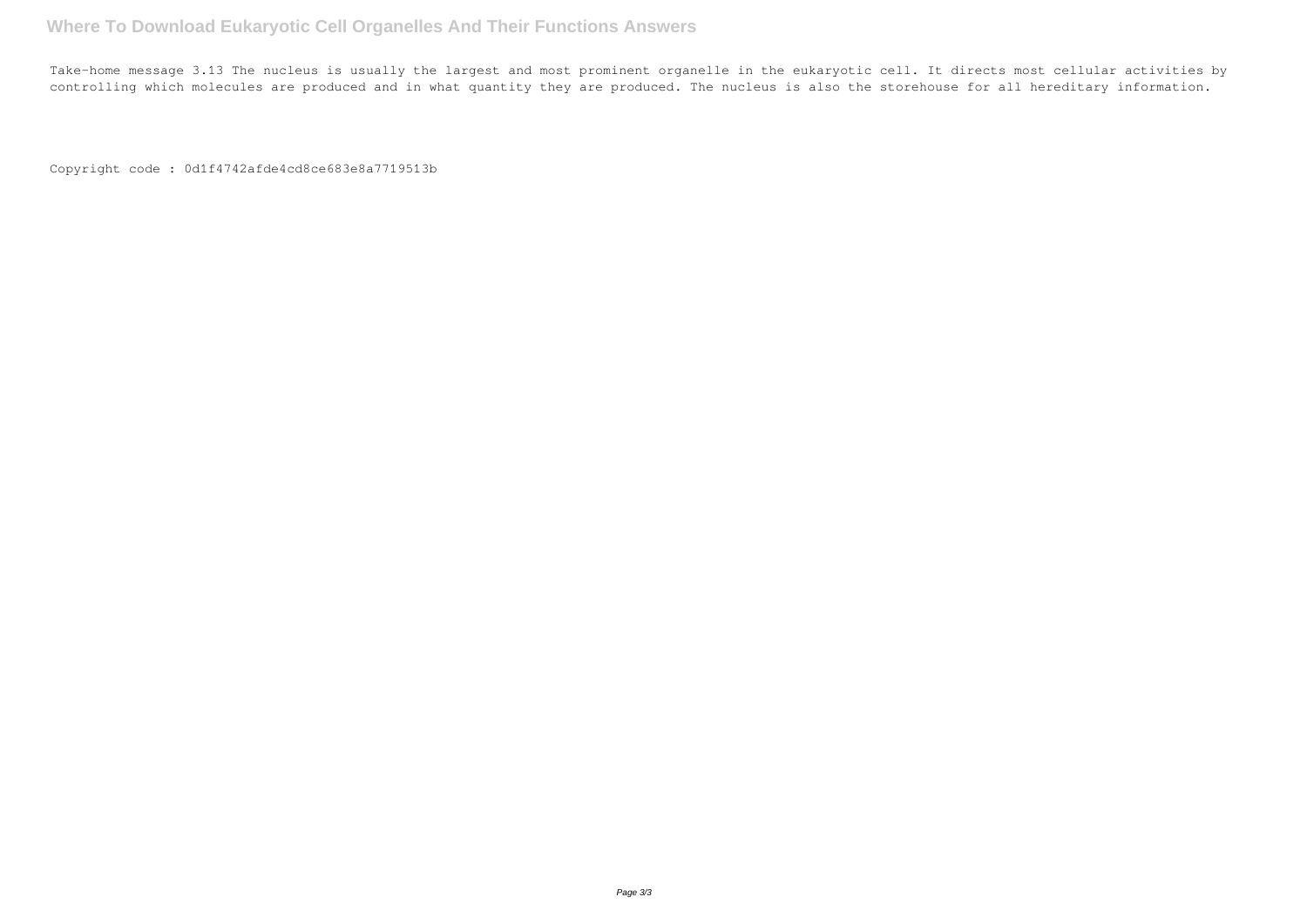Take-home message 3.13 The nucleus is usually the largest and most prominent organelle in the eukaryotic cell. It directs most cellular activities by controlling which molecules are produced and in what quantity they are produced. The nucleus is also the storehouse for all hereditary information.

Copyright code : 0d1f4742afde4cd8ce683e8a7719513b